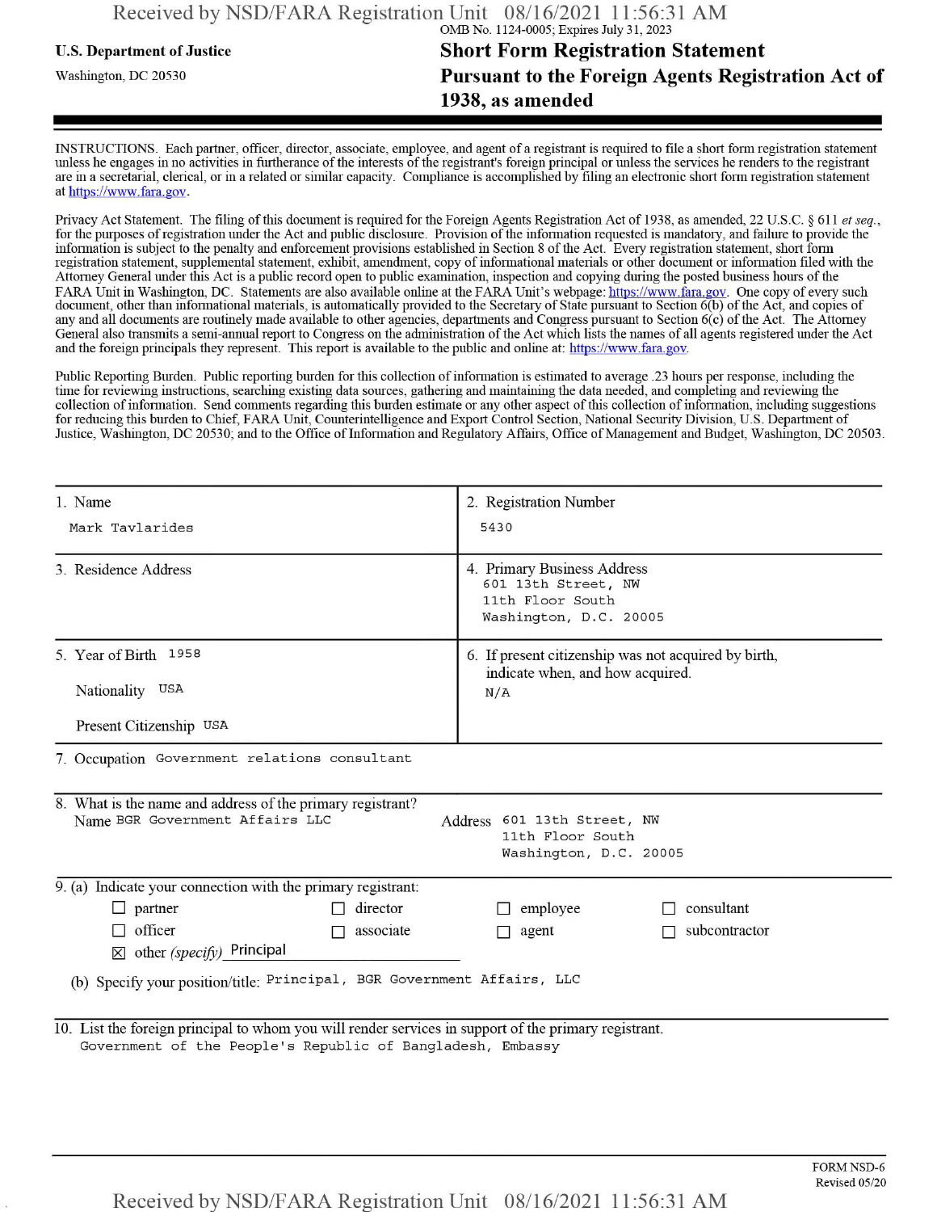OMB No. 1124-0005; Expires July 31, 2023

**U.S. Department of Justice**

Washington, DC 20530

# Short Form Registration Statement Pursuant to the Foreign Agents Registration Act of 1938, as amended

INSTRUCTIONS. Each partner, officer, director, associate, employee, and agent of a registrant is required to file a short form registration statement unless he engages in no activities in furtherance of the interests of the registrant's foreign principal or unless the services he renders to the registrant are in a secretarial, clerical, or in a related or similar capacity. Compliance is accomplished by filing an electronic short form registration statement at https://www.fara.gov.

Privacy Act Statement. The filing of this document is required for the Foreign Agents Registration Act of 1938, as amended, 22 U.S.C. § 611 *et seq.*, for the purposes of registration under the Act and public disclosure. Provision of the information requested is mandatory, and failure to provide the information is subject to the penalty and enforcement provisions established in Section 8 of the Act. Every registration statement, short form registration statement, supplemental statement, exhibit, amendment, copy of informational materials or other document or information filed with the Attorney General under this Act is a public record open to public examination, inspection and copying during the posted business hours of the FARA Unit in Washington, DC. Statements are also available online at the FARA Unit's webpage: https://www.fara.gov. One copy of every such document, other than informational materials, is automatically provided to the Secretary of State pursuant to Section 6(b) of the Act, and copies of any and all documents are routinely made available to other agencies, departments and Congress pursuant to Section 6(c) of the Act. The Attorney General also transmits a semi-annual report to Congress on the administration of the Act which lists the names of all agents registered under the Act and the foreign principals they represent. This report is available to the public and online at: https://www.fara.gov.

Public Reporting Burden. Public reporting burden for this collection of information is estimated to average .23 hours per response, including the time for reviewing instructions, searching existing data sources, gathering and maintaining the data needed, and completing and reviewing the collection of information. Send comments regarding this burden estimate or any other aspect of this collection of information, including suggestions for reducing this burden to Chief, FARA Unit, Counterintelligence and Export Control Section, National Security Division, U.S. Department of Justice, Washington, DC 20530; and to the Office of Information and Regulatory Affairs, Office of Management and Budget, Washington, DC 20503.

| | |
|---|---|
| 1. Name<br>Mark Tavlarides | 2. Registration Number<br>5430 |
| 3. Residence Address | 4. Primary Business Address<br>601 13th Street, NW<br>11th Floor South<br>Washington, D.C. 20005 |
| 5. Year of Birth 1958<br>Nationality USA<br>Present Citizenship USA | 6. If present citizenship was not acquired by birth, indicate when, and how acquired.<br>N/A |

7. Occupation Government relations consultant

8. What is the name and address of the primary registrant?
Name BGR Government Affairs LLC
Address 601 13th Street, NW
11th Floor South
Washington, D.C. 20005

9. (a) Indicate your connection with the primary registrant:

- ☐ partner
- ☐ director
- ☐ employee
- ☐ consultant
- ☐ officer
- ☐ associate
- ☐ agent
- ☐ subcontractor
- ☒ other *(specify)* Principal

(b) Specify your position/title: Principal, BGR Government Affairs, LLC

10. List the foreign principal to whom you will render services in support of the primary registrant.
Government of the People's Republic of Bangladesh, Embassy

FORM NSD-6
Revised 05/20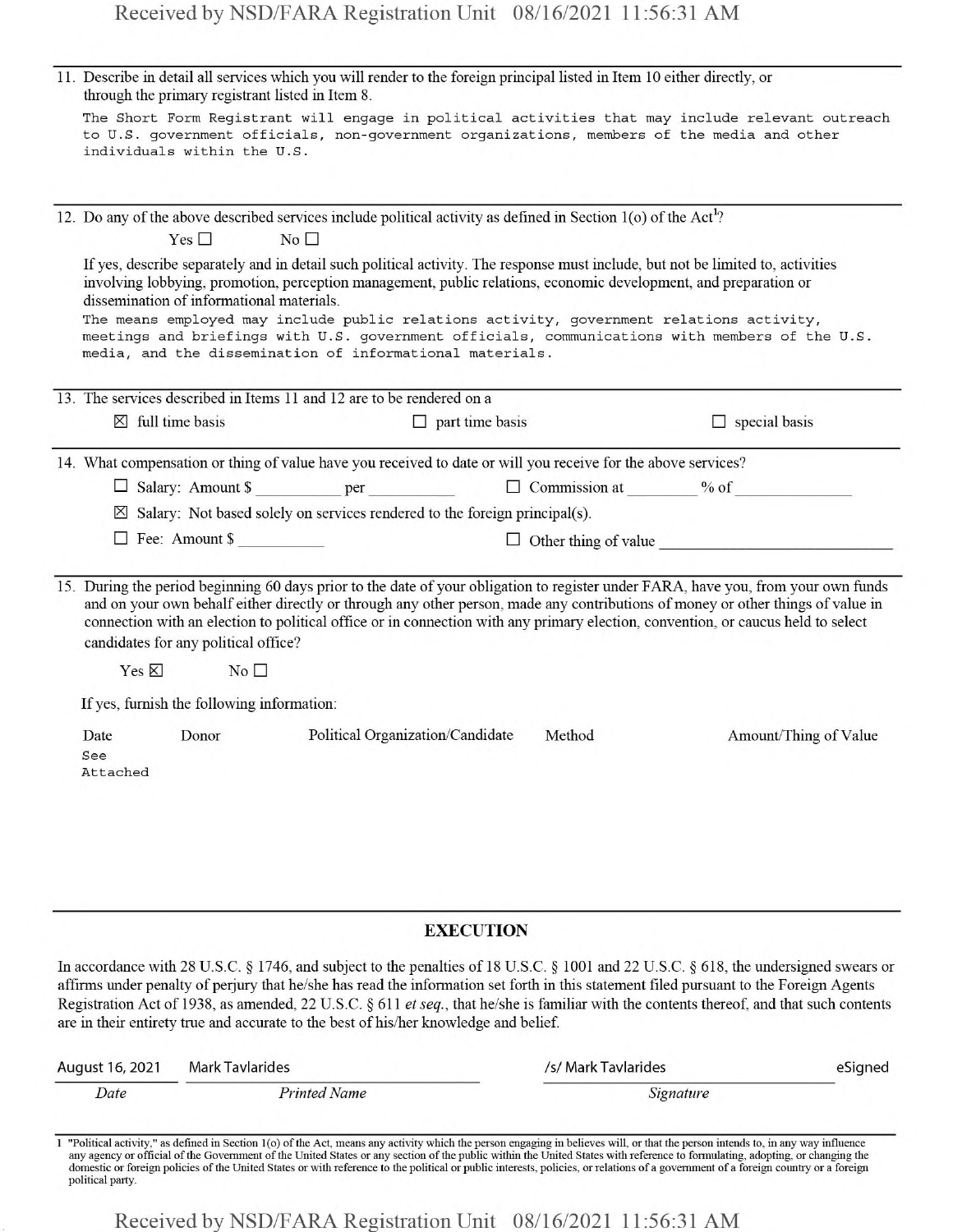11. Describe in detail all services which you will render to the foreign principal listed in Item 10 either directly, or through the primary registrant listed in Item 8.

    The Short Form Registrant will engage in political activities that may include relevant outreach to U.S. government officials, non-government organizations, members of the media and other individuals within the U.S.

12. Do any of the above described services include political activity as defined in Section 1(o) of the Act[1]?

    Yes ☐ No ☐

    If yes, describe separately and in detail such political activity. The response must include, but not be limited to, activities involving lobbying, promotion, perception management, public relations, economic development, and preparation or dissemination of informational materials.

    The means employed may include public relations activity, government relations activity, meetings and briefings with U.S. government officials, communications with members of the U.S. media, and the dissemination of informational materials.

13. The services described in Items 11 and 12 are to be rendered on a

    ☒ full time basis ☐ part time basis ☐ special basis

14. What compensation or thing of value have you received to date or will you receive for the above services?

    ☐ Salary: Amount $ \_\_\_\_\_\_\_\_\_\_ per \_\_\_\_\_\_\_\_\_\_ ☐ Commission at \_\_\_\_\_\_\_\_ % of \_\_\_\_\_\_\_\_\_\_\_\_\_\_

    ☒ Salary: Not based solely on services rendered to the foreign principal(s).

    ☐ Fee: Amount $ \_\_\_\_\_\_\_\_\_\_ ☐ Other thing of value \_\_\_\_\_\_\_\_\_\_\_\_\_\_\_\_\_\_\_\_\_\_\_\_\_\_\_\_

15. During the period beginning 60 days prior to the date of your obligation to register under FARA, have you, from your own funds and on your own behalf either directly or through any other person, made any contributions of money or other things of value in connection with an election to political office or in connection with any primary election, convention, or caucus held to select candidates for any political office?

    Yes ☒ No ☐

    If yes, furnish the following information:

| Date | Donor | Political Organization/Candidate | Method | Amount/Thing of Value |
|---|---|---|---|---|
| See Attached | | | | |

## EXECUTION

In accordance with 28 U.S.C. § 1746, and subject to the penalties of 18 U.S.C. § 1001 and 22 U.S.C. § 618, the undersigned swears or affirms under penalty of perjury that he/she has read the information set forth in this statement filed pursuant to the Foreign Agents Registration Act of 1938, as amended, 22 U.S.C. § 611 *et seq.*, that he/she is familiar with the contents thereof, and that such contents are in their entirety true and accurate to the best of his/her knowledge and belief.

| August 16, 2021 | Mark Tavlarides | /s/ Mark Tavlarides eSigned |
|---|---|---|
| *Date* | *Printed Name* | *Signature* |

1 "Political activity," as defined in Section 1(o) of the Act, means any activity which the person engaging in believes will, or that the person intends to, in any way influence any agency or official of the Government of the United States or any section of the public within the United States with reference to formulating, adopting, or changing the domestic or foreign policies of the United States or with reference to the political or public interests, policies, or relations of a government of a foreign country or a foreign political party.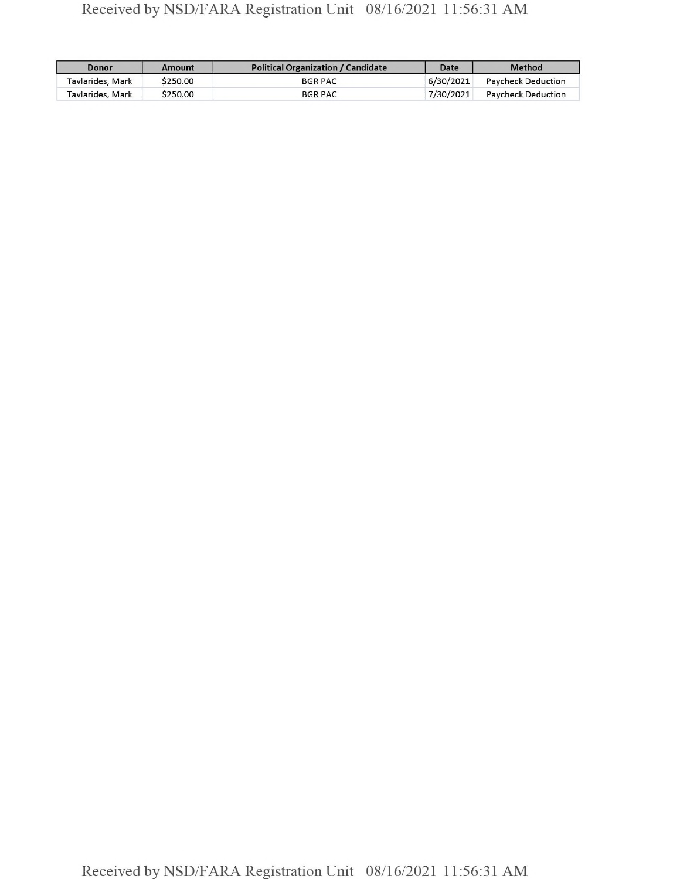| Donor | Amount | Political Organization / Candidate | Date | Method |
|---|---|---|---|---|
| Tavlarides, Mark | $250.00 | BGR PAC | 6/30/2021 | Paycheck Deduction |
| Tavlarides, Mark | $250.00 | BGR PAC | 7/30/2021 | Paycheck Deduction |